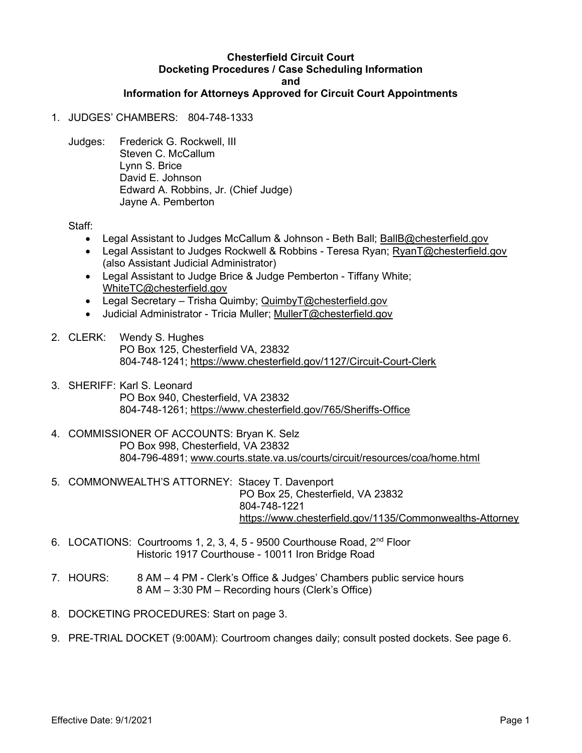# Chesterfield Circuit Court
## Docketing Procedures / Case Scheduling Information
## and
## Information for Attorneys Approved for Circuit Court Appointments

1. JUDGES' CHAMBERS: 804-748-1333

   Judges: Frederick G. Rockwell, III
   Steven C. McCallum
   Lynn S. Brice
   David E. Johnson
   Edward A. Robbins, Jr. (Chief Judge)
   Jayne A. Pemberton

   Staff:
   - Legal Assistant to Judges McCallum & Johnson - Beth Ball; BallB@chesterfield.gov
   - Legal Assistant to Judges Rockwell & Robbins - Teresa Ryan; RyanT@chesterfield.gov (also Assistant Judicial Administrator)
   - Legal Assistant to Judge Brice & Judge Pemberton - Tiffany White; WhiteTC@chesterfield.gov
   - Legal Secretary – Trisha Quimby; QuimbyT@chesterfield.gov
   - Judicial Administrator - Tricia Muller; MullerT@chesterfield.gov

2. CLERK: Wendy S. Hughes
   PO Box 125, Chesterfield VA, 23832
   804-748-1241; https://www.chesterfield.gov/1127/Circuit-Court-Clerk

3. SHERIFF: Karl S. Leonard
   PO Box 940, Chesterfield, VA 23832
   804-748-1261; https://www.chesterfield.gov/765/Sheriffs-Office

4. COMMISSIONER OF ACCOUNTS: Bryan K. Selz
   PO Box 998, Chesterfield, VA 23832
   804-796-4891; www.courts.state.va.us/courts/circuit/resources/coa/home.html

5. COMMONWEALTH'S ATTORNEY: Stacey T. Davenport
   PO Box 25, Chesterfield, VA 23832
   804-748-1221
   https://www.chesterfield.gov/1135/Commonwealths-Attorney

6. LOCATIONS: Courtrooms 1, 2, 3, 4, 5 - 9500 Courthouse Road, 2nd Floor
   Historic 1917 Courthouse - 10011 Iron Bridge Road

7. HOURS: 8 AM – 4 PM - Clerk's Office & Judges' Chambers public service hours
   8 AM – 3:30 PM – Recording hours (Clerk's Office)

8. DOCKETING PROCEDURES: Start on page 3.

9. PRE-TRIAL DOCKET (9:00AM): Courtroom changes daily; consult posted dockets. See page 6.

Effective Date: 9/1/2021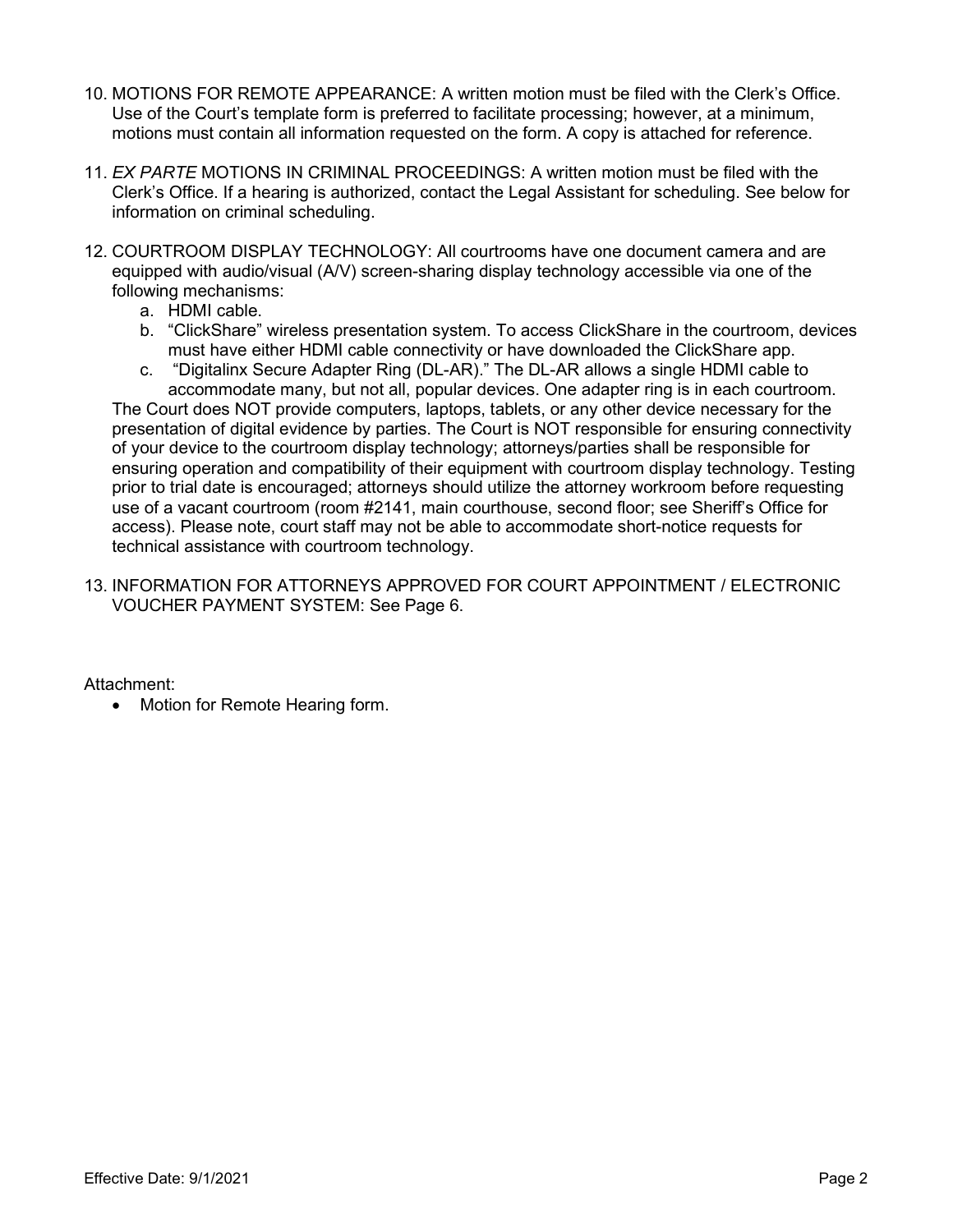10. MOTIONS FOR REMOTE APPEARANCE: A written motion must be filed with the Clerk's Office. Use of the Court's template form is preferred to facilitate processing; however, at a minimum, motions must contain all information requested on the form. A copy is attached for reference.

11. *EX PARTE* MOTIONS IN CRIMINAL PROCEEDINGS: A written motion must be filed with the Clerk's Office. If a hearing is authorized, contact the Legal Assistant for scheduling. See below for information on criminal scheduling.

12. COURTROOM DISPLAY TECHNOLOGY: All courtrooms have one document camera and are equipped with audio/visual (A/V) screen-sharing display technology accessible via one of the following mechanisms:
    a. HDMI cable.
    b. "ClickShare" wireless presentation system. To access ClickShare in the courtroom, devices must have either HDMI cable connectivity or have downloaded the ClickShare app.
    c. "Digitalinx Secure Adapter Ring (DL-AR)." The DL-AR allows a single HDMI cable to accommodate many, but not all, popular devices. One adapter ring is in each courtroom.

    The Court does NOT provide computers, laptops, tablets, or any other device necessary for the presentation of digital evidence by parties. The Court is NOT responsible for ensuring connectivity of your device to the courtroom display technology; attorneys/parties shall be responsible for ensuring operation and compatibility of their equipment with courtroom display technology. Testing prior to trial date is encouraged; attorneys should utilize the attorney workroom before requesting use of a vacant courtroom (room #2141, main courthouse, second floor; see Sheriff's Office for access). Please note, court staff may not be able to accommodate short-notice requests for technical assistance with courtroom technology.

13. INFORMATION FOR ATTORNEYS APPROVED FOR COURT APPOINTMENT / ELECTRONIC VOUCHER PAYMENT SYSTEM: See Page 6.

Attachment:

- Motion for Remote Hearing form.

Effective Date: 9/1/2021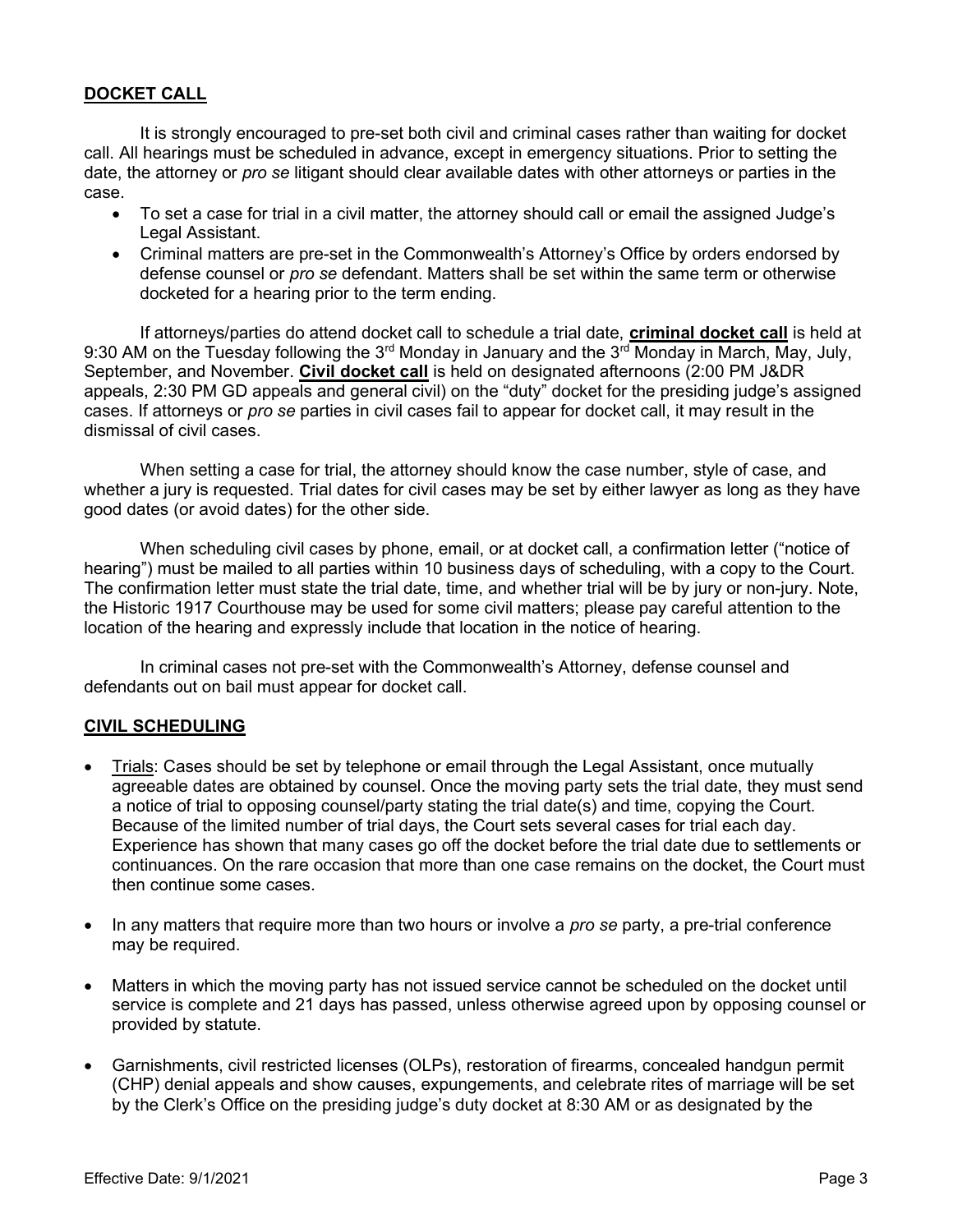## DOCKET CALL

It is strongly encouraged to pre-set both civil and criminal cases rather than waiting for docket call. All hearings must be scheduled in advance, except in emergency situations. Prior to setting the date, the attorney or *pro se* litigant should clear available dates with other attorneys or parties in the case.

- To set a case for trial in a civil matter, the attorney should call or email the assigned Judge's Legal Assistant.
- Criminal matters are pre-set in the Commonwealth's Attorney's Office by orders endorsed by defense counsel or *pro se* defendant. Matters shall be set within the same term or otherwise docketed for a hearing prior to the term ending.

If attorneys/parties do attend docket call to schedule a trial date, **criminal docket call** is held at 9:30 AM on the Tuesday following the 3rd Monday in January and the 3rd Monday in March, May, July, September, and November. **Civil docket call** is held on designated afternoons (2:00 PM J&DR appeals, 2:30 PM GD appeals and general civil) on the "duty" docket for the presiding judge's assigned cases. If attorneys or *pro se* parties in civil cases fail to appear for docket call, it may result in the dismissal of civil cases.

When setting a case for trial, the attorney should know the case number, style of case, and whether a jury is requested. Trial dates for civil cases may be set by either lawyer as long as they have good dates (or avoid dates) for the other side.

When scheduling civil cases by phone, email, or at docket call, a confirmation letter ("notice of hearing") must be mailed to all parties within 10 business days of scheduling, with a copy to the Court. The confirmation letter must state the trial date, time, and whether trial will be by jury or non-jury. Note, the Historic 1917 Courthouse may be used for some civil matters; please pay careful attention to the location of the hearing and expressly include that location in the notice of hearing.

In criminal cases not pre-set with the Commonwealth's Attorney, defense counsel and defendants out on bail must appear for docket call.

## CIVIL SCHEDULING

- Trials: Cases should be set by telephone or email through the Legal Assistant, once mutually agreeable dates are obtained by counsel. Once the moving party sets the trial date, they must send a notice of trial to opposing counsel/party stating the trial date(s) and time, copying the Court. Because of the limited number of trial days, the Court sets several cases for trial each day. Experience has shown that many cases go off the docket before the trial date due to settlements or continuances. On the rare occasion that more than one case remains on the docket, the Court must then continue some cases.

- In any matters that require more than two hours or involve a *pro se* party, a pre-trial conference may be required.

- Matters in which the moving party has not issued service cannot be scheduled on the docket until service is complete and 21 days has passed, unless otherwise agreed upon by opposing counsel or provided by statute.

- Garnishments, civil restricted licenses (OLPs), restoration of firearms, concealed handgun permit (CHP) denial appeals and show causes, expungements, and celebrate rites of marriage will be set by the Clerk's Office on the presiding judge's duty docket at 8:30 AM or as designated by the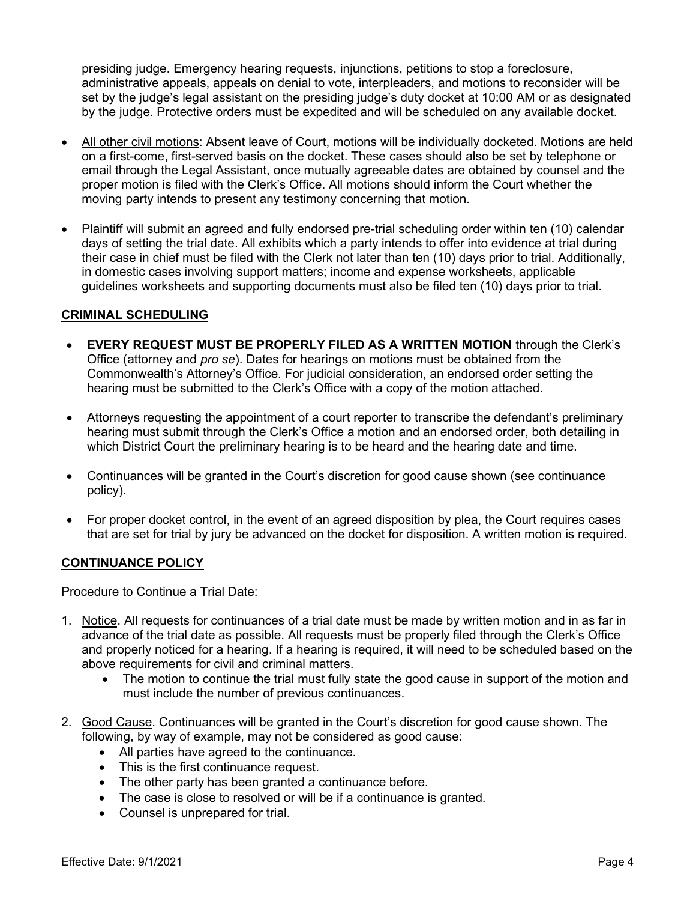presiding judge. Emergency hearing requests, injunctions, petitions to stop a foreclosure, administrative appeals, appeals on denial to vote, interpleaders, and motions to reconsider will be set by the judge's legal assistant on the presiding judge's duty docket at 10:00 AM or as designated by the judge. Protective orders must be expedited and will be scheduled on any available docket.

- All other civil motions: Absent leave of Court, motions will be individually docketed. Motions are held on a first-come, first-served basis on the docket. These cases should also be set by telephone or email through the Legal Assistant, once mutually agreeable dates are obtained by counsel and the proper motion is filed with the Clerk's Office. All motions should inform the Court whether the moving party intends to present any testimony concerning that motion.
- Plaintiff will submit an agreed and fully endorsed pre-trial scheduling order within ten (10) calendar days of setting the trial date. All exhibits which a party intends to offer into evidence at trial during their case in chief must be filed with the Clerk not later than ten (10) days prior to trial. Additionally, in domestic cases involving support matters; income and expense worksheets, applicable guidelines worksheets and supporting documents must also be filed ten (10) days prior to trial.

## CRIMINAL SCHEDULING

- **EVERY REQUEST MUST BE PROPERLY FILED AS A WRITTEN MOTION** through the Clerk's Office (attorney and *pro se*). Dates for hearings on motions must be obtained from the Commonwealth's Attorney's Office. For judicial consideration, an endorsed order setting the hearing must be submitted to the Clerk's Office with a copy of the motion attached.
- Attorneys requesting the appointment of a court reporter to transcribe the defendant's preliminary hearing must submit through the Clerk's Office a motion and an endorsed order, both detailing in which District Court the preliminary hearing is to be heard and the hearing date and time.
- Continuances will be granted in the Court's discretion for good cause shown (see continuance policy).
- For proper docket control, in the event of an agreed disposition by plea, the Court requires cases that are set for trial by jury be advanced on the docket for disposition. A written motion is required.

## CONTINUANCE POLICY

Procedure to Continue a Trial Date:

1. Notice. All requests for continuances of a trial date must be made by written motion and in as far in advance of the trial date as possible. All requests must be properly filed through the Clerk's Office and properly noticed for a hearing. If a hearing is required, it will need to be scheduled based on the above requirements for civil and criminal matters.
   - The motion to continue the trial must fully state the good cause in support of the motion and must include the number of previous continuances.
2. Good Cause. Continuances will be granted in the Court's discretion for good cause shown. The following, by way of example, may not be considered as good cause:
   - All parties have agreed to the continuance.
   - This is the first continuance request.
   - The other party has been granted a continuance before.
   - The case is close to resolved or will be if a continuance is granted.
   - Counsel is unprepared for trial.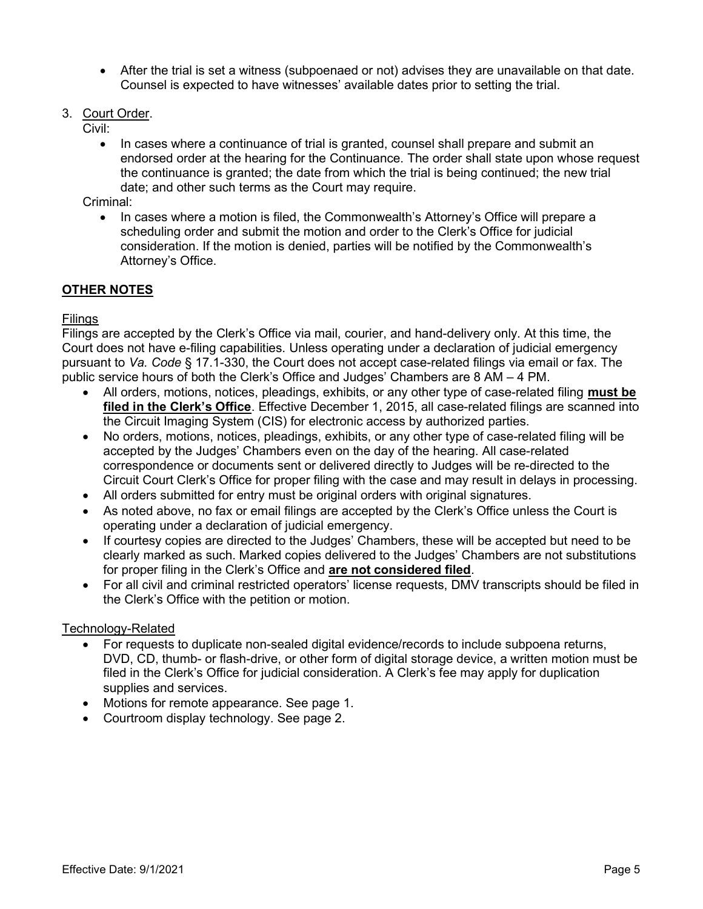- After the trial is set a witness (subpoenaed or not) advises they are unavailable on that date. Counsel is expected to have witnesses' available dates prior to setting the trial.

3. Court Order.

   Civil:

   - In cases where a continuance of trial is granted, counsel shall prepare and submit an endorsed order at the hearing for the Continuance. The order shall state upon whose request the continuance is granted; the date from which the trial is being continued; the new trial date; and other such terms as the Court may require.

   Criminal:

   - In cases where a motion is filed, the Commonwealth's Attorney's Office will prepare a scheduling order and submit the motion and order to the Clerk's Office for judicial consideration. If the motion is denied, parties will be notified by the Commonwealth's Attorney's Office.

## OTHER NOTES

### Filings

Filings are accepted by the Clerk's Office via mail, courier, and hand-delivery only. At this time, the Court does not have e-filing capabilities. Unless operating under a declaration of judicial emergency pursuant to *Va. Code* § 17.1-330, the Court does not accept case-related filings via email or fax. The public service hours of both the Clerk's Office and Judges' Chambers are 8 AM – 4 PM.

- All orders, motions, notices, pleadings, exhibits, or any other type of case-related filing **must be filed in the Clerk's Office**. Effective December 1, 2015, all case-related filings are scanned into the Circuit Imaging System (CIS) for electronic access by authorized parties.
- No orders, motions, notices, pleadings, exhibits, or any other type of case-related filing will be accepted by the Judges' Chambers even on the day of the hearing. All case-related correspondence or documents sent or delivered directly to Judges will be re-directed to the Circuit Court Clerk's Office for proper filing with the case and may result in delays in processing.
- All orders submitted for entry must be original orders with original signatures.
- As noted above, no fax or email filings are accepted by the Clerk's Office unless the Court is operating under a declaration of judicial emergency.
- If courtesy copies are directed to the Judges' Chambers, these will be accepted but need to be clearly marked as such. Marked copies delivered to the Judges' Chambers are not substitutions for proper filing in the Clerk's Office and **are not considered filed**.
- For all civil and criminal restricted operators' license requests, DMV transcripts should be filed in the Clerk's Office with the petition or motion.

### Technology-Related

- For requests to duplicate non-sealed digital evidence/records to include subpoena returns, DVD, CD, thumb- or flash-drive, or other form of digital storage device, a written motion must be filed in the Clerk's Office for judicial consideration. A Clerk's fee may apply for duplication supplies and services.
- Motions for remote appearance. See page 1.
- Courtroom display technology. See page 2.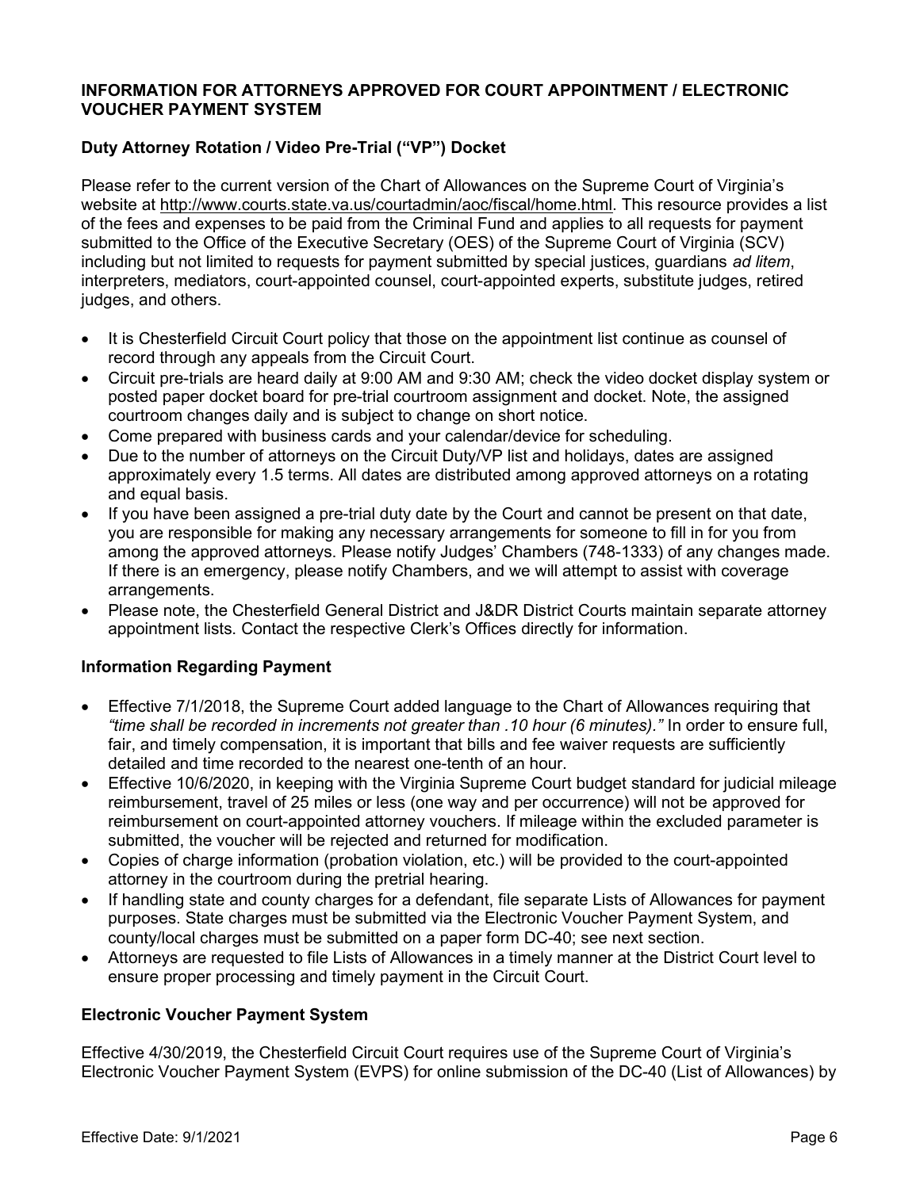## INFORMATION FOR ATTORNEYS APPROVED FOR COURT APPOINTMENT / ELECTRONIC VOUCHER PAYMENT SYSTEM

### Duty Attorney Rotation / Video Pre-Trial ("VP") Docket

Please refer to the current version of the Chart of Allowances on the Supreme Court of Virginia's website at http://www.courts.state.va.us/courtadmin/aoc/fiscal/home.html. This resource provides a list of the fees and expenses to be paid from the Criminal Fund and applies to all requests for payment submitted to the Office of the Executive Secretary (OES) of the Supreme Court of Virginia (SCV) including but not limited to requests for payment submitted by special justices, guardians *ad litem*, interpreters, mediators, court-appointed counsel, court-appointed experts, substitute judges, retired judges, and others.

- It is Chesterfield Circuit Court policy that those on the appointment list continue as counsel of record through any appeals from the Circuit Court.
- Circuit pre-trials are heard daily at 9:00 AM and 9:30 AM; check the video docket display system or posted paper docket board for pre-trial courtroom assignment and docket. Note, the assigned courtroom changes daily and is subject to change on short notice.
- Come prepared with business cards and your calendar/device for scheduling.
- Due to the number of attorneys on the Circuit Duty/VP list and holidays, dates are assigned approximately every 1.5 terms. All dates are distributed among approved attorneys on a rotating and equal basis.
- If you have been assigned a pre-trial duty date by the Court and cannot be present on that date, you are responsible for making any necessary arrangements for someone to fill in for you from among the approved attorneys. Please notify Judges' Chambers (748-1333) of any changes made. If there is an emergency, please notify Chambers, and we will attempt to assist with coverage arrangements.
- Please note, the Chesterfield General District and J&DR District Courts maintain separate attorney appointment lists. Contact the respective Clerk's Offices directly for information.

### Information Regarding Payment

- Effective 7/1/2018, the Supreme Court added language to the Chart of Allowances requiring that *"time shall be recorded in increments not greater than .10 hour (6 minutes)."* In order to ensure full, fair, and timely compensation, it is important that bills and fee waiver requests are sufficiently detailed and time recorded to the nearest one-tenth of an hour.
- Effective 10/6/2020, in keeping with the Virginia Supreme Court budget standard for judicial mileage reimbursement, travel of 25 miles or less (one way and per occurrence) will not be approved for reimbursement on court-appointed attorney vouchers. If mileage within the excluded parameter is submitted, the voucher will be rejected and returned for modification.
- Copies of charge information (probation violation, etc.) will be provided to the court-appointed attorney in the courtroom during the pretrial hearing.
- If handling state and county charges for a defendant, file separate Lists of Allowances for payment purposes. State charges must be submitted via the Electronic Voucher Payment System, and county/local charges must be submitted on a paper form DC-40; see next section.
- Attorneys are requested to file Lists of Allowances in a timely manner at the District Court level to ensure proper processing and timely payment in the Circuit Court.

### Electronic Voucher Payment System

Effective 4/30/2019, the Chesterfield Circuit Court requires use of the Supreme Court of Virginia's Electronic Voucher Payment System (EVPS) for online submission of the DC-40 (List of Allowances) by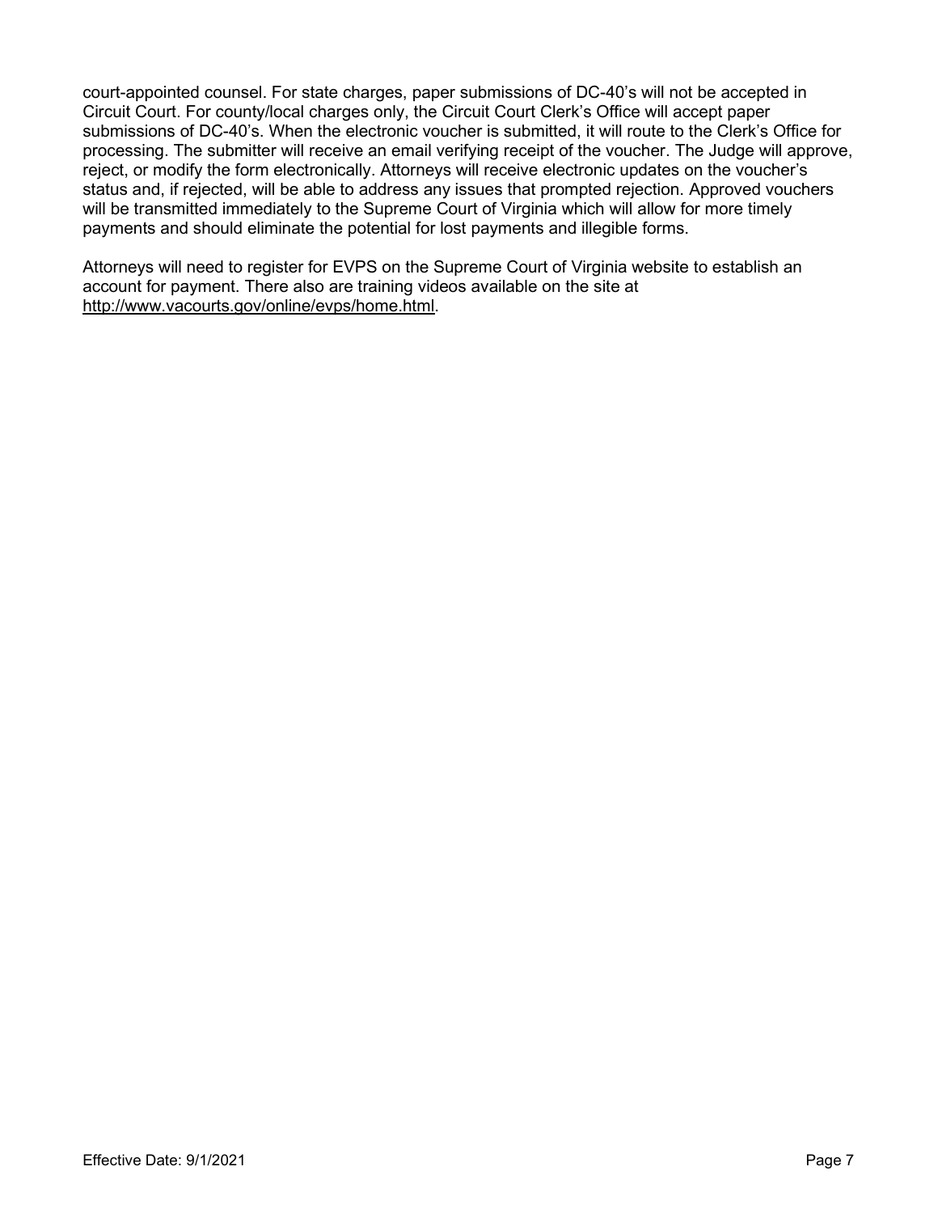court-appointed counsel. For state charges, paper submissions of DC-40's will not be accepted in Circuit Court. For county/local charges only, the Circuit Court Clerk's Office will accept paper submissions of DC-40's. When the electronic voucher is submitted, it will route to the Clerk's Office for processing. The submitter will receive an email verifying receipt of the voucher. The Judge will approve, reject, or modify the form electronically. Attorneys will receive electronic updates on the voucher's status and, if rejected, will be able to address any issues that prompted rejection. Approved vouchers will be transmitted immediately to the Supreme Court of Virginia which will allow for more timely payments and should eliminate the potential for lost payments and illegible forms.

Attorneys will need to register for EVPS on the Supreme Court of Virginia website to establish an account for payment. There also are training videos available on the site at http://www.vacourts.gov/online/evps/home.html.